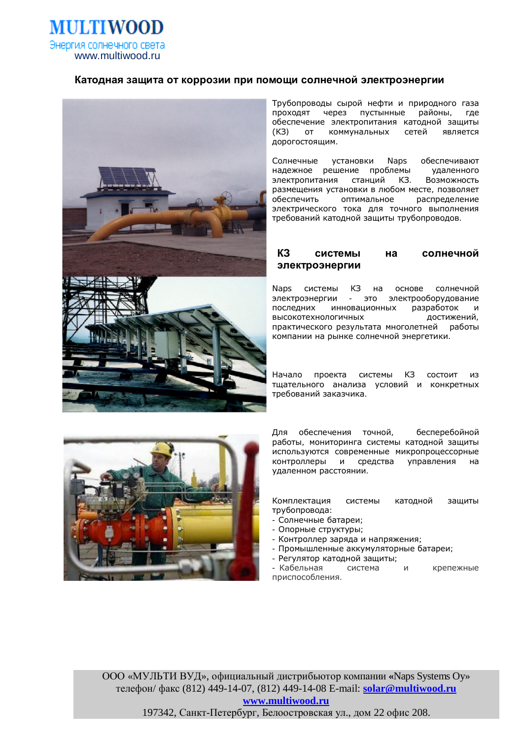MULTIWOOD
Энергия солнечного света
www.multiwood.ru

# Катодная защита от коррозии при помощи солнечной электроэнергии

Трубопроводы сырой нефти и природного газа проходят через пустынные районы, где обеспечение электропитания катодной защиты (КЗ) от коммунальных сетей является дорогостоящим.

Солнечные установки Naps обеспечивают надежное решение проблемы удаленного электропитания станций КЗ. Возможность размещения установки в любом месте, позволяет обеспечить оптимальное распределение электрического тока для точного выполнения требований катодной защиты трубопроводов.

## КЗ системы на солнечной электроэнергии

Naps системы КЗ на основе солнечной электроэнергии - это электрооборудование последних инновационных разработок и высокотехнологичных достижений, практического результата многолетней работы компании на рынке солнечной энергетики.

Начало проекта системы КЗ состоит из тщательного анализа условий и конкретных требований заказчика.

Для обеспечения точной, бесперебойной работы, мониторинга системы катодной защиты используются современные микропроцессорные контроллеры и средства управления на удаленном расстоянии.

Комплектация системы катодной защиты трубопровода:
- Солнечные батареи;
- Опорные структуры;
- Контроллер заряда и напряжения;
- Промышленные аккумуляторные батареи;
- Регулятор катодной защиты;
- Кабельная система и крепежные приспособления.

ООО «МУЛЬТИ ВУД», официальный дистрибьютор компании «Naps Systems Oy»
телефон/ факс (812) 449-14-07, (812) 449-14-08 E-mail: **solar@multiwood.ru**
**www.multiwood.ru**
197342, Санкт-Петербург, Белоостровская ул., дом 22 офис 208.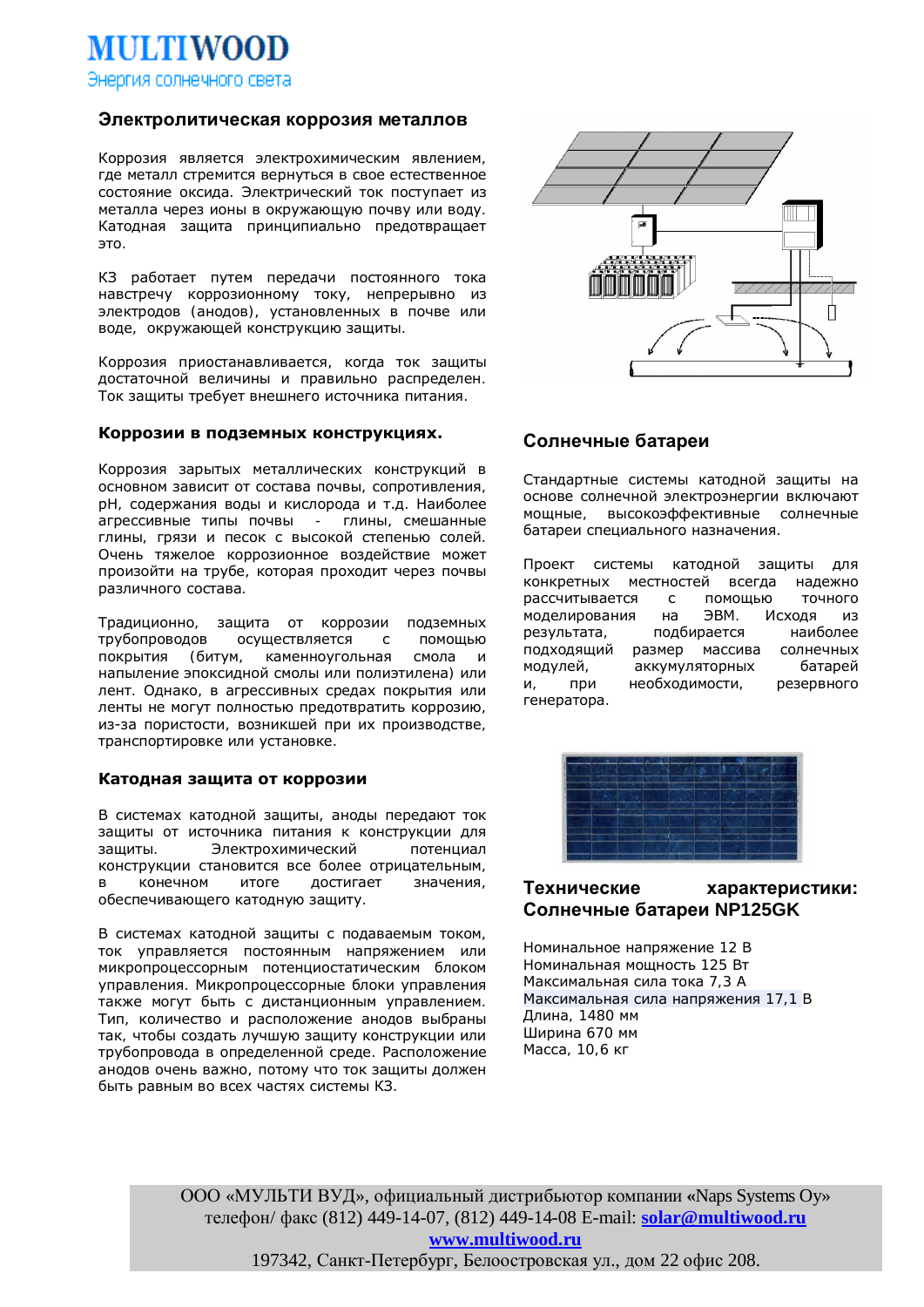# MULTIWOOD
Энергия солнечного света

## Электролитическая коррозия металлов

Коррозия является электрохимическим явлением, где металл стремится вернуться в свое естественное состояние оксида. Электрический ток поступает из металла через ионы в окружающую почву или воду. Катодная защита принципиально предотвращает это.

КЗ работает путем передачи постоянного тока навстречу коррозионному току, непрерывно из электродов (анодов), установленных в почве или воде, окружающей конструкцию защиты.

Коррозия приостанавливается, когда ток защиты достаточной величины и правильно распределен. Ток защиты требует внешнего источника питания.

### Коррозии в подземных конструкциях.

Коррозия зарытых металлических конструкций в основном зависит от состава почвы, сопротивления, pH, содержания воды и кислорода и т.д. Наиболее агрессивные типы почвы - глины, смешанные глины, грязи и песок с высокой степенью солей. Очень тяжелое коррозионное воздействие может произойти на трубе, которая проходит через почвы различного состава.

Традиционно, защита от коррозии подземных трубопроводов осуществляется с помощью покрытия (битум, каменноугольная смола и напыление эпоксидной смолы или полиэтилена) или лент. Однако, в агрессивных средах покрытия или ленты не могут полностью предотвратить коррозию, из-за пористости, возникшей при их производстве, транспортировке или установке.

### Катодная защита от коррозии

В системах катодной защиты, аноды передают ток защиты от источника питания к конструкции для защиты. Электрохимический потенциал конструкции становится все более отрицательным, в конечном итоге достигает значения, обеспечивающего катодную защиту.

В системах катодной защиты с подаваемым током, ток управляется постоянным напряжением или микропроцессорным потенциостатическим блоком управления. Микропроцессорные блоки управления также могут быть с дистанционным управлением. Тип, количество и расположение анодов выбраны так, чтобы создать лучшую защиту конструкции или трубопровода в определенной среде. Расположение анодов очень важно, потому что ток защиты должен быть равным во всех частях системы КЗ.

## Солнечные батареи

Стандартные системы катодной защиты на основе солнечной электроэнергии включают мощные, высокоэффективные солнечные батареи специального назначения.

Проект системы катодной защиты для конкретных местностей всегда надежно рассчитывается с помощью точного моделирования на ЭВМ. Исходя из результата, подбирается наиболее подходящий размер массива солнечных модулей, аккумуляторных батарей и, при необходимости, резервного генератора.

## Технические характеристики: Солнечные батареи NP125GK

Номинальное напряжение 12 В
Номинальная мощность 125 Вт
Максимальная сила тока 7,3 А
Максимальная сила напряжения 17,1 В
Длина, 1480 мм
Ширина 670 мм
Масса, 10,6 кг

ООО «МУЛЬТИ ВУД», официальный дистрибьютор компании «Naps Systems Oy»
телефон/ факс (812) 449-14-07, (812) 449-14-08 E-mail: solar@multiwood.ru
www.multiwood.ru
197342, Санкт-Петербург, Белоостровская ул., дом 22 офис 208.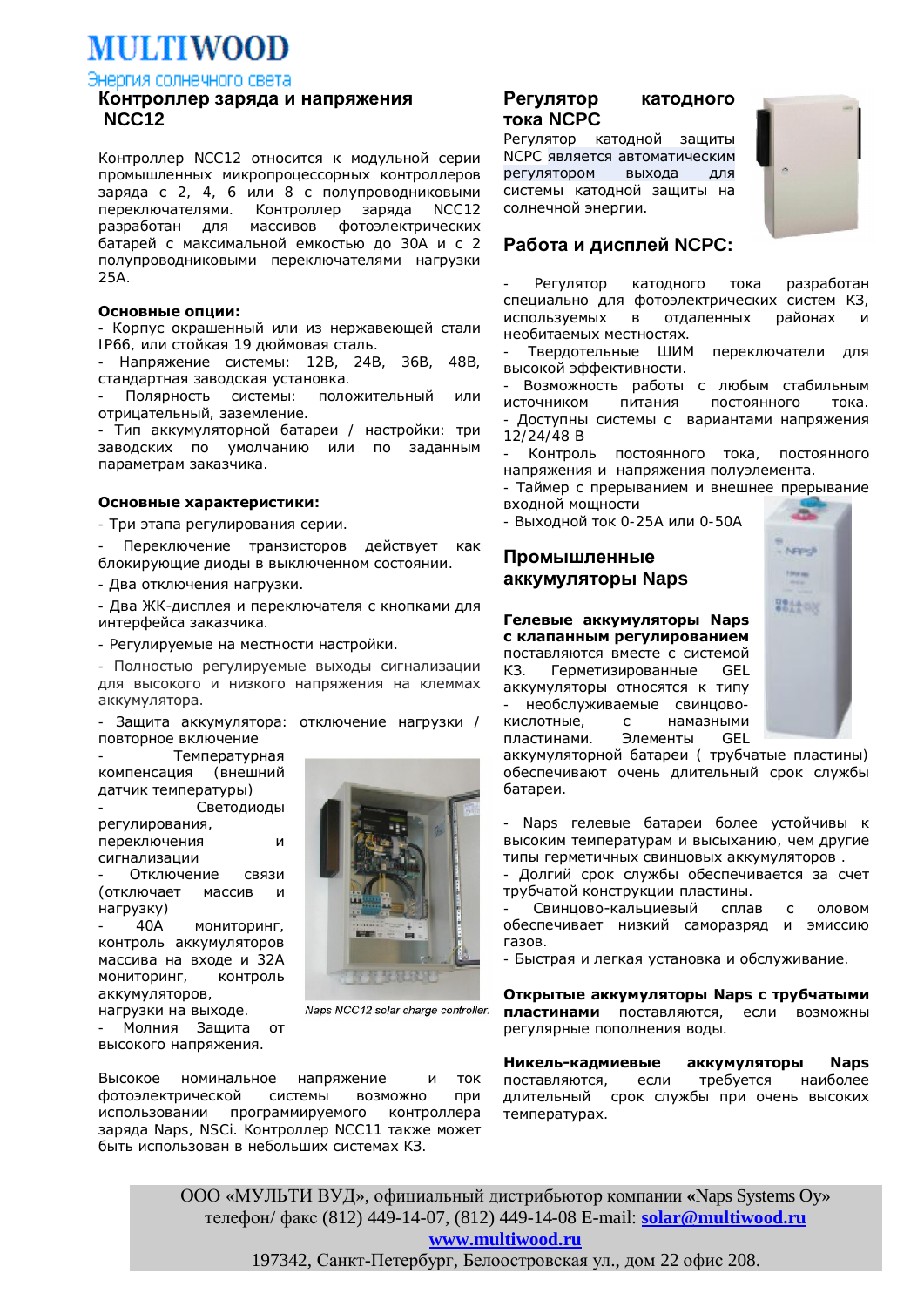# MULTIWOOD

Энергия солнечного света

## Контроллер заряда и напряжения NCC12

Контроллер NCC12 относится к модульной серии промышленных микропроцессорных контроллеров заряда с 2, 4, 6 или 8 с полупроводниковыми переключателями. Контроллер заряда NCC12 разработан для массивов фотоэлектрических батарей с максимальной емкостью до 30А и с 2 полупроводниковыми переключателями нагрузки 25А.

**Основные опции:**

- Корпус окрашенный или из нержавеющей стали IP66, или стойкая 19 дюймовая сталь.
- Напряжение системы: 12В, 24В, 36В, 48В, стандартная заводская установка.
- Полярность системы: положительный или отрицательный, заземление.
- Тип аккумуляторной батареи / настройки: три заводских по умолчанию или по заданным параметрам заказчика.

**Основные характеристики:**

- Три этапа регулирования серии.
- Переключение транзисторов действует как блокирующие диоды в выключенном состоянии.
- Два отключения нагрузки.
- Два ЖК-дисплея и переключателя с кнопками для интерфейса заказчика.
- Регулируемые на местности настройки.
- Полностью регулируемые выходы сигнализации для высокого и низкого напряжения на клеммах аккумулятора.
- Защита аккумулятора: отключение нагрузки / повторное включение
- Температурная компенсация (внешний датчик температуры)
- Светодиоды регулирования, переключения и сигнализации
- Отключение связи (отключает массив и нагрузку)
- 40А мониторинг, контроль аккумуляторов массива на входе и 32А мониторинг, контроль аккумуляторов, нагрузки на выходе.
- Молния Защита от высокого напряжения.

Naps NCC12 solar charge controller

Высокое номинальное напряжение и ток фотоэлектрической системы возможно при использовании программируемого контроллера заряда Naps, NSCi. Контроллер NCC11 также может быть использован в небольших системах КЗ.

## Регулятор катодного тока NCPC

Регулятор катодной защиты NCPC является автоматическим регулятором выхода для системы катодной защиты на солнечной энергии.

## Работа и дисплей NCPC:

- Регулятор катодного тока разработан специально для фотоэлектрических систем КЗ, используемых в отдаленных районах и необитаемых местностях.
- Твердотельные ШИМ переключатели для высокой эффективности.
- Возможность работы с любым стабильным источником питания постоянного тока.
- Доступны системы с вариантами напряжения 12/24/48 В
- Контроль постоянного тока, постоянного напряжения и напряжения полуэлемента.
- Таймер с прерыванием и внешнее прерывание входной мощности
- Выходной ток 0-25А или 0-50А

## Промышленные аккумуляторы Naps

**Гелевые аккумуляторы Naps с клапанным регулированием** поставляются вместе с системой КЗ. Герметизированные GEL аккумуляторы относятся к типу - необслуживаемые свинцово-кислотные, с намазными пластинами. Элементы GEL аккумуляторной батареи ( трубчатые пластины) обеспечивают очень длительный срок службы батареи.

- Naps гелевые батареи более устойчивы к высоким температурам и высыханию, чем другие типы герметичных свинцовых аккумуляторов .
- Долгий срок службы обеспечивается за счет трубчатой конструкции пластины.
- Свинцово-кальциевый сплав с оловом обеспечивает низкий саморазряд и эмиссию газов.
- Быстрая и легкая установка и обслуживание.

**Открытые аккумуляторы Naps с трубчатыми пластинами** поставляются, если возможны регулярные пополнения воды.

**Никель-кадмиевые аккумуляторы Naps** поставляются, если требуется наиболее длительный срок службы при очень высоких температурах.

ООО «МУЛЬТИ ВУД», официальный дистрибьютор компании «Naps Systems Oy»
телефон/ факс (812) 449-14-07, (812) 449-14-08 E-mail: solar@multiwood.ru
www.multiwood.ru
197342, Санкт-Петербург, Белоостровская ул., дом 22 офис 208.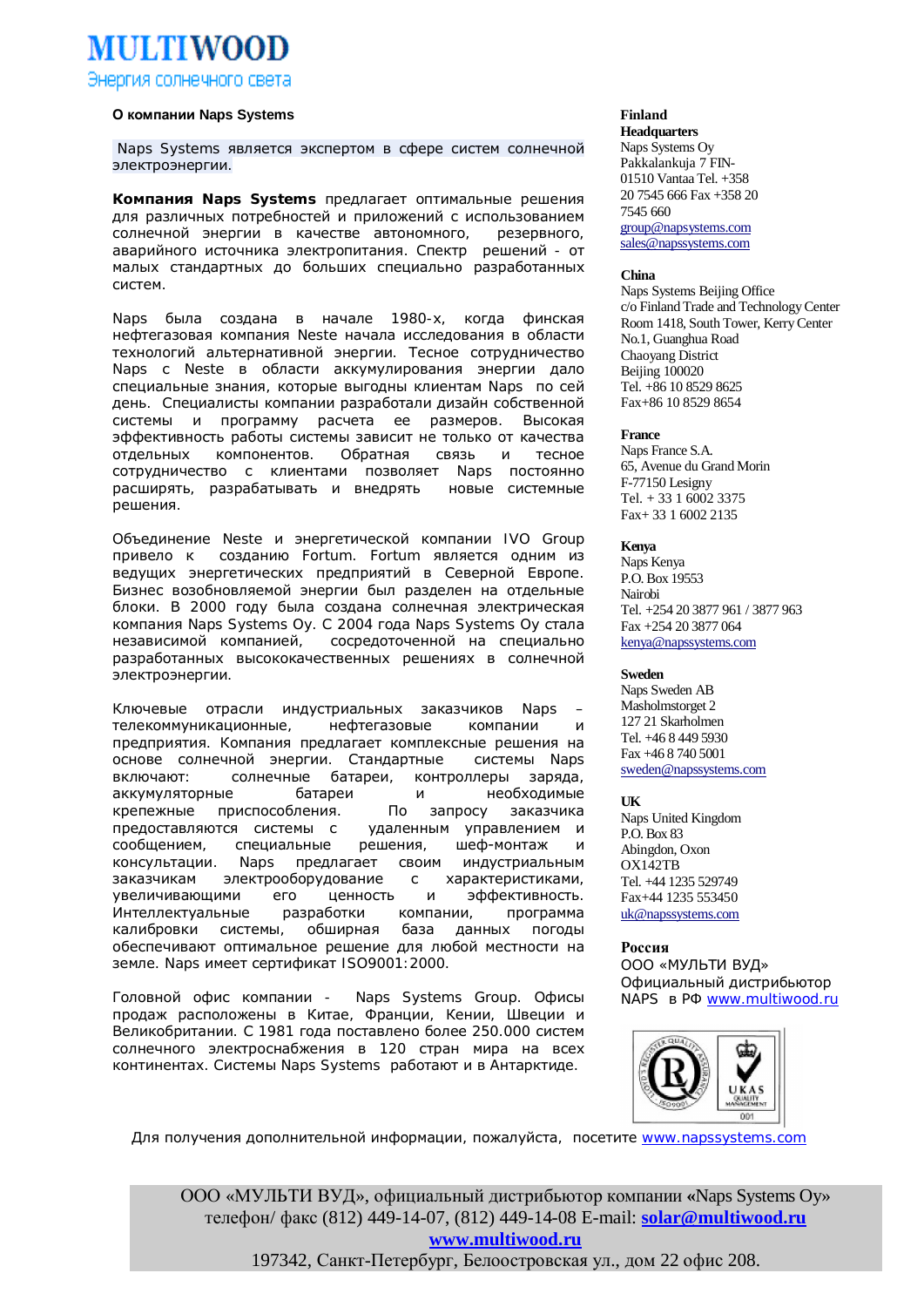# MULTIWOOD
Энергия солнечного света

## О компании Naps Systems

Naps Systems является экспертом в сфере систем солнечной электроэнергии.

**Компания Naps Systems** предлагает оптимальные решения для различных потребностей и приложений с использованием солнечной энергии в качестве автономного, резервного, аварийного источника электропитания. Спектр решений - от малых стандартных до больших специально разработанных систем.

Naps была создана в начале 1980-х, когда финская нефтегазовая компания Neste начала исследования в области технологий альтернативной энергии. Тесное сотрудничество Naps с Neste в области аккумулирования энергии дало специальные знания, которые выгодны клиентам Naps по сей день. Специалисты компании разработали дизайн собственной системы и программу расчета ее размеров. Высокая эффективность работы системы зависит не только от качества отдельных компонентов. Обратная связь и тесное сотрудничество с клиентами позволяет Naps постоянно расширять, разрабатывать и внедрять новые системные решения.

Объединение Neste и энергетической компании IVO Group привело к созданию Fortum. Fortum является одним из ведущих энергетических предприятий в Северной Европе. Бизнес возобновляемой энергии был разделен на отдельные блоки. В 2000 году была создана солнечная электрическая компания Naps Systems Oy. С 2004 года Naps Systems Oy стала независимой компанией, сосредоточенной на специально разработанных высококачественных решениях в солнечной электроэнергии.

Ключевые отрасли индустриальных заказчиков Naps – телекоммуникационные, нефтегазовые компании и предприятия. Компания предлагает комплексные решения на основе солнечной энергии. Стандартные системы Naps включают: солнечные батареи, контроллеры заряда, аккумуляторные батареи и необходимые крепежные приспособления. По запросу заказчика предоставляются системы с удаленным управлением и сообщением, специальные решения, шеф-монтаж и консультации. Naps предлагает своим индустриальным заказчикам электрооборудование с характеристиками, увеличивающими его ценность и эффективность. Интеллектуальные разработки компании, программа калибровки системы, обширная база данных погоды обеспечивают оптимальное решение для любой местности на земле. Naps имеет сертификат ISO9001:2000.

Головной офис компании - Naps Systems Group. Офисы продаж расположены в Китае, Франции, Кении, Швеции и Великобритании. С 1981 года поставлено более 250.000 систем солнечного электроснабжения в 120 стран мира на всех континентах. Системы Naps Systems работают и в Антарктиде.

**Finland**
**Headquarters**
Naps Systems Oy
Pakkalankuja 7 FIN-01510 Vantaa Tel. +358 20 7545 666 Fax +358 20 7545 660
group@napsystems.com
sales@napssystems.com

**China**
Naps Systems Beijing Office
c/o Finland Trade and Technology Center
Room 1418, South Tower, Kerry Center
No.1, Guanghua Road
Chaoyang District
Beijing 100020
Tel. +86 10 8529 8625
Fax+86 10 8529 8654

**France**
Naps France S.A.
65, Avenue du Grand Morin
F-77150 Lesigny
Tel. + 33 1 6002 3375
Fax+ 33 1 6002 2135

**Kenya**
Naps Kenya
P.O. Box 19553
Nairobi
Tel. +254 20 3877 961 / 3877 963
Fax +254 20 3877 064
kenya@napssystems.com

**Sweden**
Naps Sweden AB
Masholmstorget 2
127 21 Skarholmen
Tel. +46 8 449 5930
Fax +46 8 740 5001
sweden@napssystems.com

**UK**
Naps United Kingdom
P.O. Box 83
Abingdon, Oxon
OX142TB
Tel. +44 1235 529749
Fax+44 1235 553450
uk@napssystems.com

**Россия**
ООО «МУЛЬТИ ВУД»
Официальный дистрибьютор NAPS в РФ www.multiwood.ru

Для получения дополнительной информации, пожалуйста, посетите www.napssystems.com

ООО «МУЛЬТИ ВУД», официальный дистрибьютор компании «Naps Systems Oy»
телефон/ факс (812) 449-14-07, (812) 449-14-08 E-mail: **solar@multiwood.ru**
**www.multiwood.ru**
197342, Санкт-Петербург, Белоостровская ул., дом 22 офис 208.